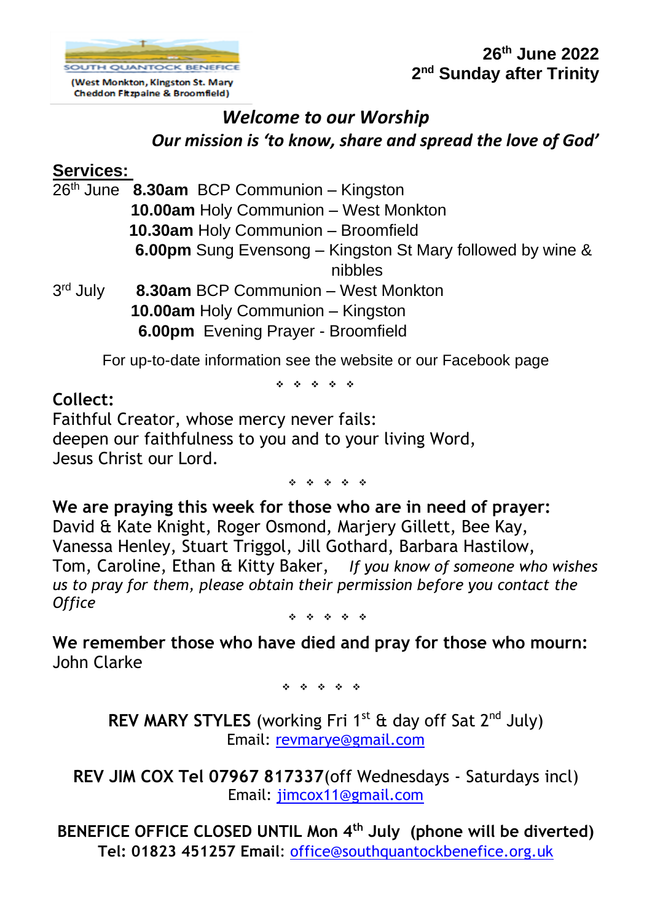SOUTH QUANTOCK BENEFICE
(West Monkton, Kingston St. Mary Cheddon Fitzpaine & Broomfield)

**26th June 2022**
**2nd Sunday after Trinity**

## *Welcome to our Worship*

***Our mission is 'to know, share and spread the love of God'***

## Services:

26th June **8.30am** BCP Communion – Kingston
**10.00am** Holy Communion – West Monkton
**10.30am** Holy Communion – Broomfield
**6.00pm** Sung Evensong – Kingston St Mary followed by wine & nibbles

3rd July **8.30am** BCP Communion – West Monkton
**10.00am** Holy Communion – Kingston
**6.00pm** Evening Prayer - Broomfield

For up-to-date information see the website or our Facebook page

❖ ❖ ❖ ❖ ❖

**Collect:**

Faithful Creator, whose mercy never fails:
deepen our faithfulness to you and to your living Word,
Jesus Christ our Lord.

❖ ❖ ❖ ❖ ❖

**We are praying this week for those who are in need of prayer:**
David & Kate Knight, Roger Osmond, Marjery Gillett, Bee Kay, Vanessa Henley, Stuart Triggol, Jill Gothard, Barbara Hastilow, Tom, Caroline, Ethan & Kitty Baker, *If you know of someone who wishes us to pray for them, please obtain their permission before you contact the Office*

❖ ❖ ❖ ❖ ❖

**We remember those who have died and pray for those who mourn:**
John Clarke

❖ ❖ ❖ ❖ ❖

**REV MARY STYLES** (working Fri 1st & day off Sat 2nd July)
Email: revmarye@gmail.com

**REV JIM COX Tel 07967 817337**(off Wednesdays - Saturdays incl)
Email: jimcox11@gmail.com

**BENEFICE OFFICE CLOSED UNTIL Mon 4th July (phone will be diverted)**
**Tel: 01823 451257 Email**: office@southquantockbenefice.org.uk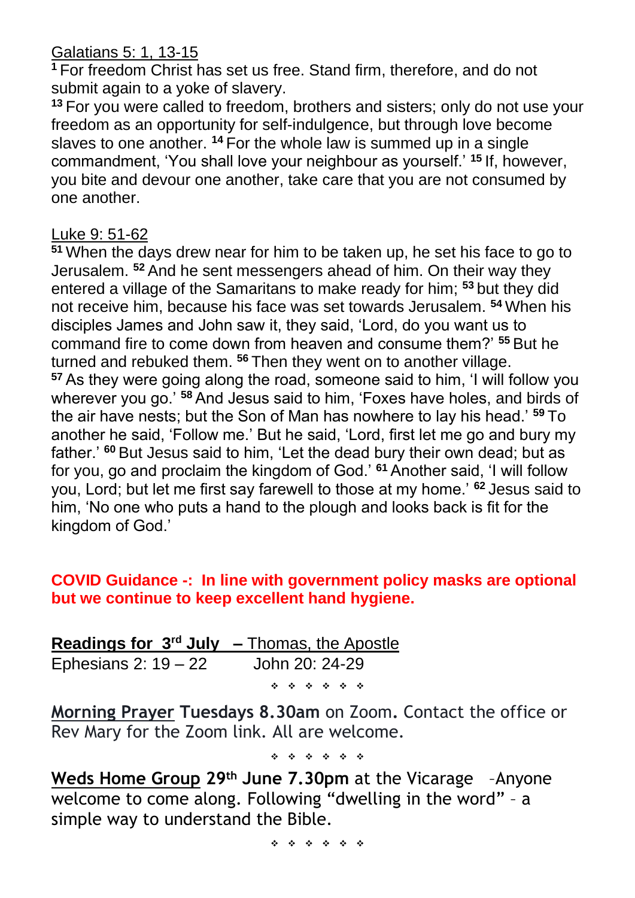Galatians 5: 1, 13-15

[1] For freedom Christ has set us free. Stand firm, therefore, and do not submit again to a yoke of slavery.

[13] For you were called to freedom, brothers and sisters; only do not use your freedom as an opportunity for self-indulgence, but through love become slaves to one another. [14] For the whole law is summed up in a single commandment, 'You shall love your neighbour as yourself.' [15] If, however, you bite and devour one another, take care that you are not consumed by one another.

Luke 9: 51-62

[51] When the days drew near for him to be taken up, he set his face to go to Jerusalem. [52] And he sent messengers ahead of him. On their way they entered a village of the Samaritans to make ready for him; [53] but they did not receive him, because his face was set towards Jerusalem. [54] When his disciples James and John saw it, they said, 'Lord, do you want us to command fire to come down from heaven and consume them?' [55] But he turned and rebuked them. [56] Then they went on to another village.

[57] As they were going along the road, someone said to him, 'I will follow you wherever you go.' [58] And Jesus said to him, 'Foxes have holes, and birds of the air have nests; but the Son of Man has nowhere to lay his head.' [59] To another he said, 'Follow me.' But he said, 'Lord, first let me go and bury my father.' [60] But Jesus said to him, 'Let the dead bury their own dead; but as for you, go and proclaim the kingdom of God.' [61] Another said, 'I will follow you, Lord; but let me first say farewell to those at my home.' [62] Jesus said to him, 'No one who puts a hand to the plough and looks back is fit for the kingdom of God.'

**COVID Guidance -: In line with government policy masks are optional but we continue to keep excellent hand hygiene.**

**Readings for 3rd July – Thomas, the Apostle**

Ephesians 2: 19 – 22 John 20: 24-29

❖ ❖ ❖ ❖ ❖ ❖

**Morning Prayer Tuesdays 8.30am** on Zoom**.** Contact the office or Rev Mary for the Zoom link. All are welcome.

❖ ❖ ❖ ❖ ❖ ❖

**Weds Home Group 29th June 7.30pm** at the Vicarage –Anyone welcome to come along. Following "dwelling in the word" – a simple way to understand the Bible.

❖ ❖ ❖ ❖ ❖ ❖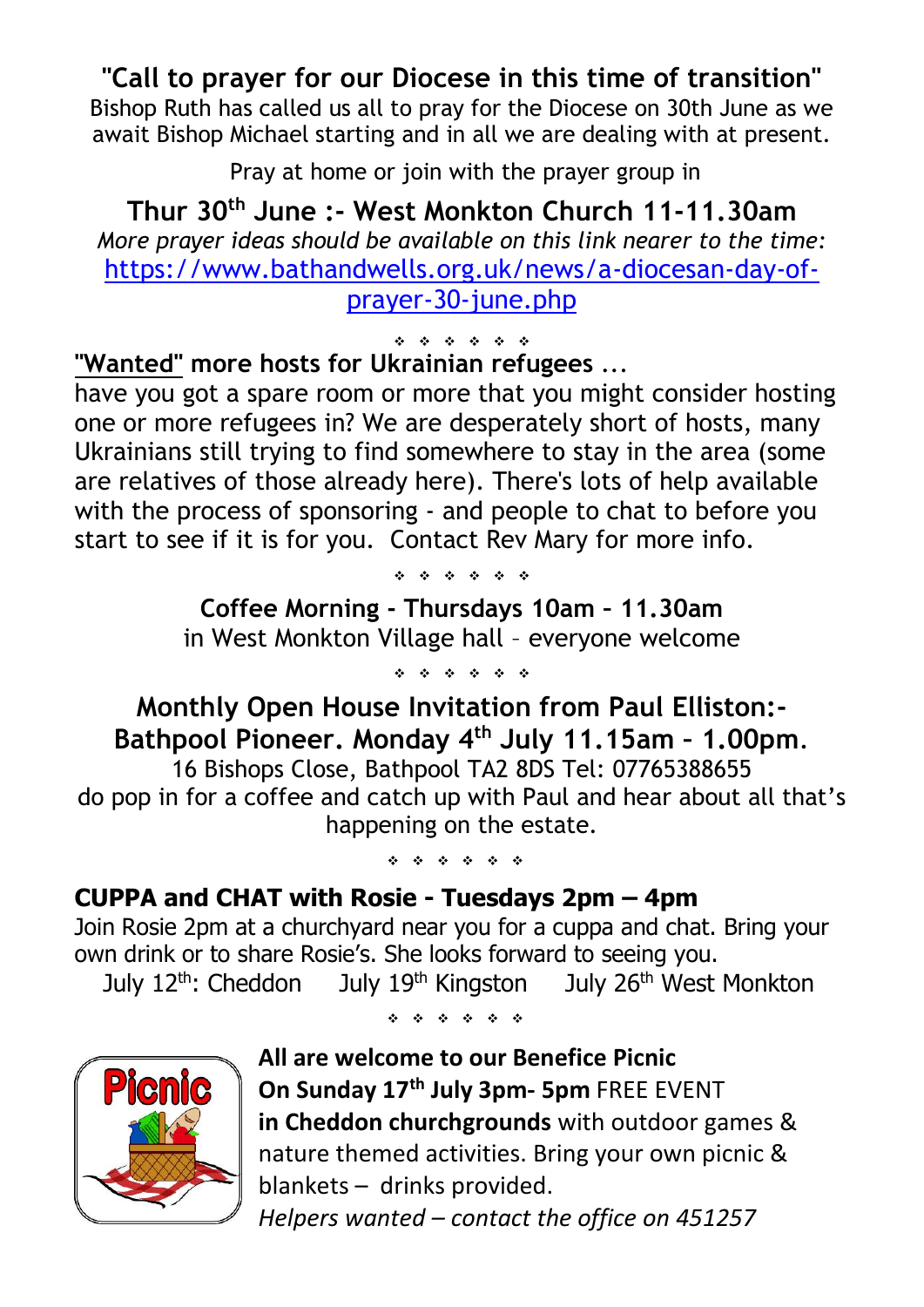## "Call to prayer for our Diocese in this time of transition"

Bishop Ruth has called us all to pray for the Diocese on 30th June as we await Bishop Michael starting and in all we are dealing with at present.

Pray at home or join with the prayer group in

**Thur 30th June :- West Monkton Church 11-11.30am**

*More prayer ideas should be available on this link nearer to the time:*
https://www.bathandwells.org.uk/news/a-diocesan-day-of-prayer-30-june.php

❖ ❖ ❖ ❖ ❖ ❖ ❖

**"Wanted" more hosts for Ukrainian refugees** ...
have you got a spare room or more that you might consider hosting one or more refugees in? We are desperately short of hosts, many Ukrainians still trying to find somewhere to stay in the area (some are relatives of those already here). There's lots of help available with the process of sponsoring - and people to chat to before you start to see if it is for you. Contact Rev Mary for more info.

❖ ❖ ❖ ❖ ❖ ❖ ❖

**Coffee Morning - Thursdays 10am – 11.30am**
in West Monkton Village hall – everyone welcome

❖ ❖ ❖ ❖ ❖ ❖ ❖

## Monthly Open House Invitation from Paul Elliston:- Bathpool Pioneer. Monday 4th July 11.15am – 1.00pm.

16 Bishops Close, Bathpool TA2 8DS Tel: 07765388655
do pop in for a coffee and catch up with Paul and hear about all that's happening on the estate.

❖ ❖ ❖ ❖ ❖ ❖ ❖

**CUPPA and CHAT with Rosie - Tuesdays 2pm – 4pm**
Join Rosie 2pm at a churchyard near you for a cuppa and chat. Bring your own drink or to share Rosie's. She looks forward to seeing you.
July 12th: Cheddon July 19th Kingston July 26th West Monkton

❖ ❖ ❖ ❖ ❖ ❖ ❖

**All are welcome to our Benefice Picnic**
**On Sunday 17th July 3pm- 5pm** FREE EVENT
**in Cheddon churchgrounds** with outdoor games & nature themed activities. Bring your own picnic & blankets – drinks provided.
*Helpers wanted – contact the office on 451257*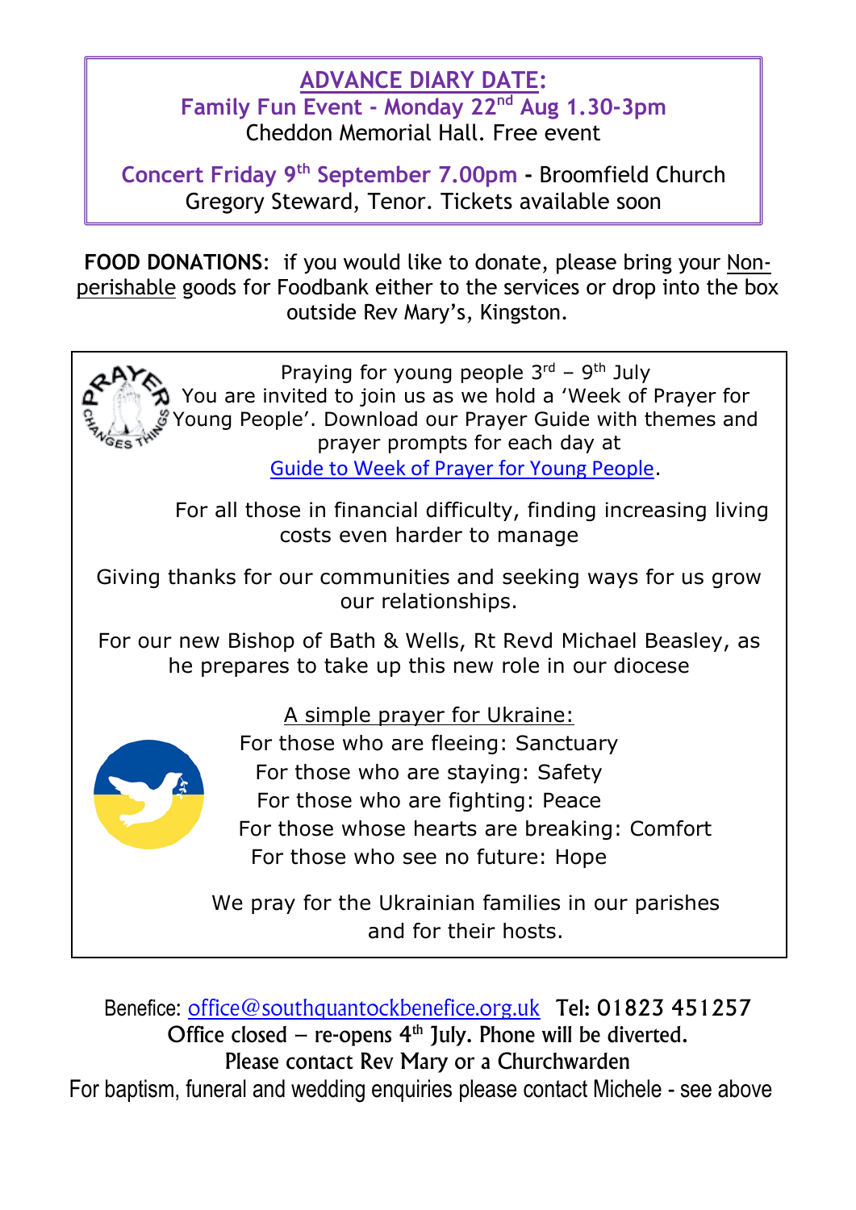**ADVANCE DIARY DATE:**

**Family Fun Event - Monday 22nd Aug 1.30-3pm**
Cheddon Memorial Hall. Free event

**Concert Friday 9th September 7.00pm** - Broomfield Church
Gregory Steward, Tenor. Tickets available soon

**FOOD DONATIONS**: if you would like to donate, please bring your Non-perishable goods for Foodbank either to the services or drop into the box outside Rev Mary's, Kingston.

Praying for young people 3rd – 9th July
You are invited to join us as we hold a 'Week of Prayer for Young People'. Download our Prayer Guide with themes and prayer prompts for each day at Guide to Week of Prayer for Young People.

For all those in financial difficulty, finding increasing living costs even harder to manage

Giving thanks for our communities and seeking ways for us grow our relationships.

For our new Bishop of Bath & Wells, Rt Revd Michael Beasley, as he prepares to take up this new role in our diocese

A simple prayer for Ukraine:
For those who are fleeing: Sanctuary
For those who are staying: Safety
For those who are fighting: Peace
For those whose hearts are breaking: Comfort
For those who see no future: Hope

We pray for the Ukrainian families in our parishes and for their hosts.

Benefice: office@southquantockbenefice.org.uk Tel: 01823 451257
Office closed – re-opens 4th July. Phone will be diverted.
Please contact Rev Mary or a Churchwarden
For baptism, funeral and wedding enquiries please contact Michele - see above